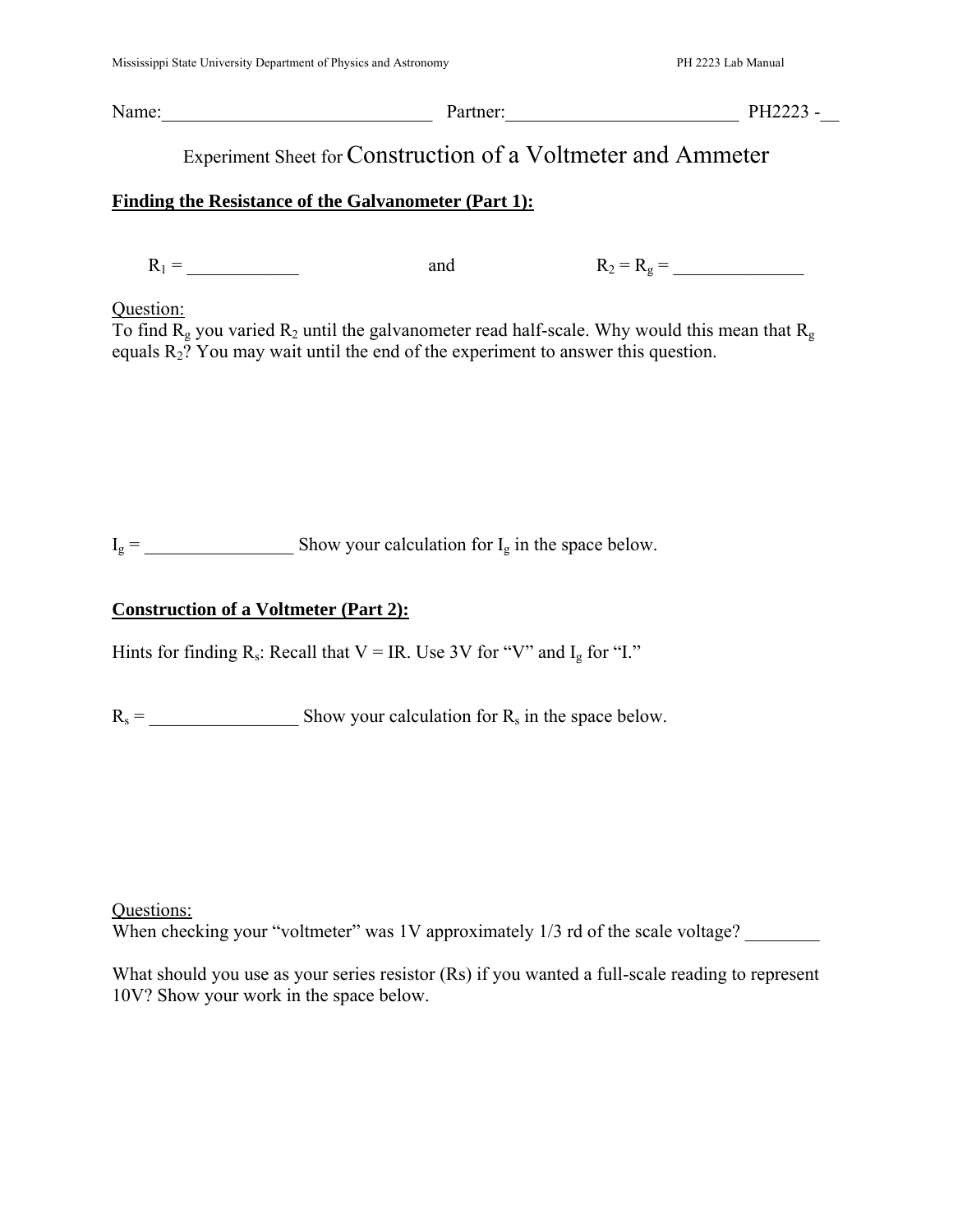Name:______________________________ Partner:__________________________ PH2223 -__

# Experiment Sheet for Construction of a Voltmeter and Ammeter

## Finding the Resistance of the Galvanometer (Part 1):

$R_1$ = ____________ and $R_2 = R_g$ = ______________

Question:
To find $R_g$ you varied $R_2$ until the galvanometer read half-scale. Why would this mean that $R_g$ equals $R_2$? You may wait until the end of the experiment to answer this question.

$I_g$ = ________________ Show your calculation for $I_g$ in the space below.

## Construction of a Voltmeter (Part 2):

Hints for finding $R_s$: Recall that V = IR. Use 3V for "V" and $I_g$ for "I."

$R_s$ = ________________ Show your calculation for $R_s$ in the space below.

Questions:
When checking your "voltmeter" was 1V approximately 1/3 rd of the scale voltage? ________

What should you use as your series resistor (Rs) if you wanted a full-scale reading to represent 10V? Show your work in the space below.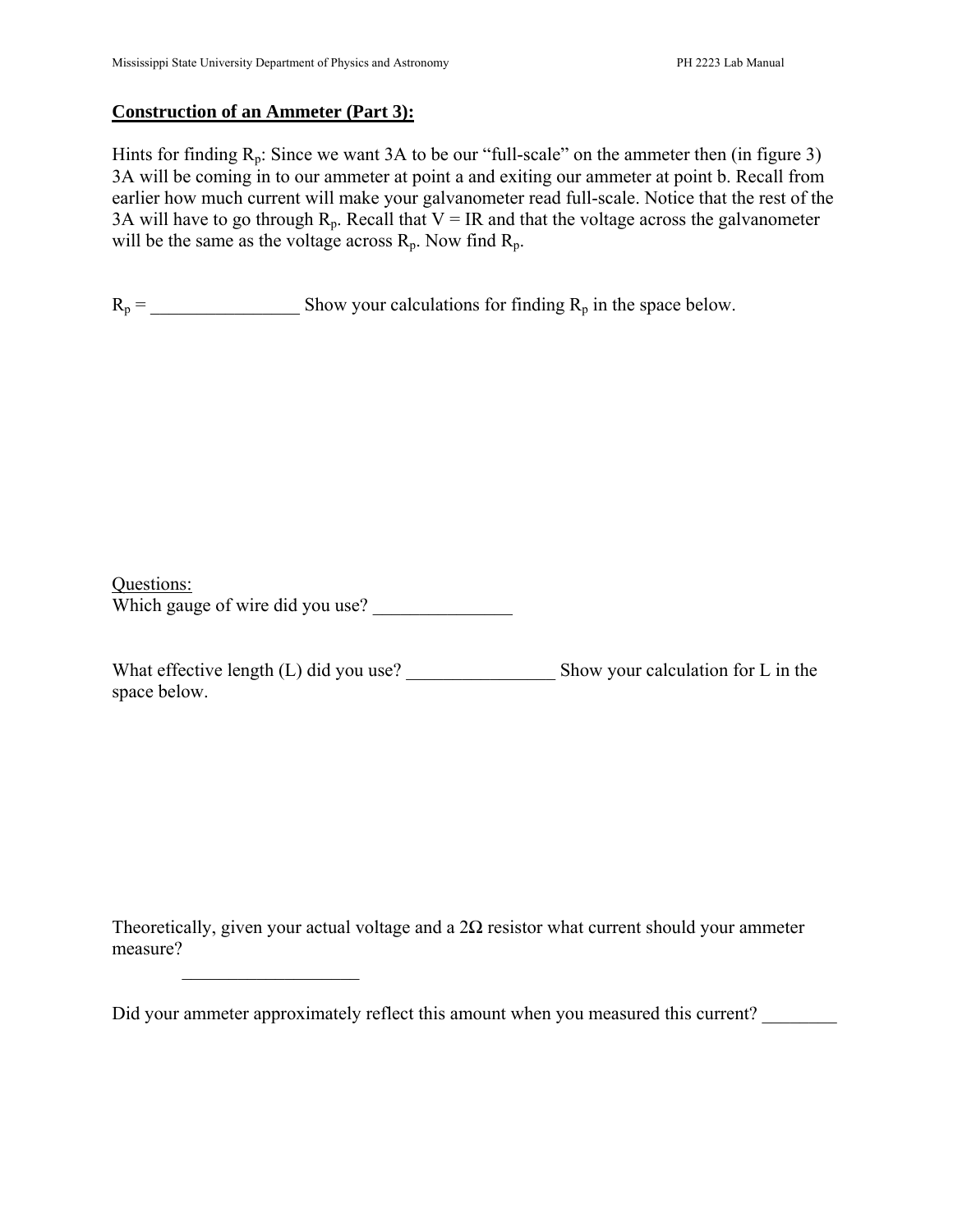## **Construction of an Ammeter (Part 3):**

Hints for finding $R_p$: Since we want 3A to be our "full-scale" on the ammeter then (in figure 3) 3A will be coming in to our ammeter at point a and exiting our ammeter at point b. Recall from earlier how much current will make your galvanometer read full-scale. Notice that the rest of the 3A will have to go through $R_p$. Recall that V = IR and that the voltage across the galvanometer will be the same as the voltage across $R_p$. Now find $R_p$.

$R_p$ = ________________ Show your calculations for finding $R_p$ in the space below.

Questions:

Which gauge of wire did you use? _______________

What effective length (L) did you use? ________________ Show your calculation for L in the space below.

Theoretically, given your actual voltage and a 2Ω resistor what current should your ammeter measure?

___________________

Did your ammeter approximately reflect this amount when you measured this current? ________